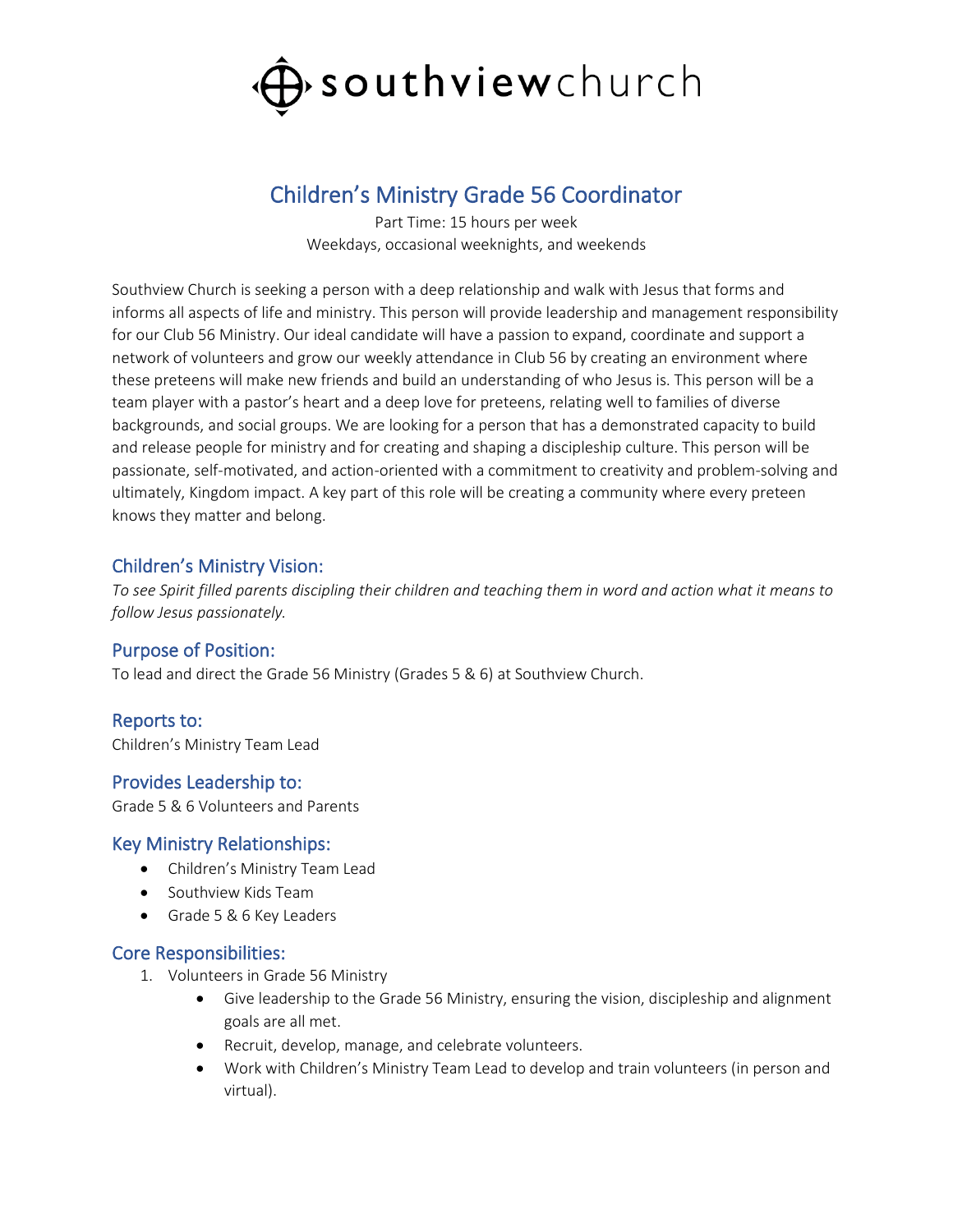# southviewchurch

## Children's Ministry Grade 56 Coordinator

Part Time: 15 hours per week
Weekdays, occasional weeknights, and weekends

Southview Church is seeking a person with a deep relationship and walk with Jesus that forms and informs all aspects of life and ministry. This person will provide leadership and management responsibility for our Club 56 Ministry. Our ideal candidate will have a passion to expand, coordinate and support a network of volunteers and grow our weekly attendance in Club 56 by creating an environment where these preteens will make new friends and build an understanding of who Jesus is. This person will be a team player with a pastor's heart and a deep love for preteens, relating well to families of diverse backgrounds, and social groups. We are looking for a person that has a demonstrated capacity to build and release people for ministry and for creating and shaping a discipleship culture. This person will be passionate, self-motivated, and action-oriented with a commitment to creativity and problem-solving and ultimately, Kingdom impact. A key part of this role will be creating a community where every preteen knows they matter and belong.

### Children's Ministry Vision:

*To see Spirit filled parents discipling their children and teaching them in word and action what it means to follow Jesus passionately.*

### Purpose of Position:

To lead and direct the Grade 56 Ministry (Grades 5 & 6) at Southview Church.

### Reports to:

Children's Ministry Team Lead

### Provides Leadership to:

Grade 5 & 6 Volunteers and Parents

### Key Ministry Relationships:

- Children's Ministry Team Lead
- Southview Kids Team
- Grade 5 & 6 Key Leaders

### Core Responsibilities:

1. Volunteers in Grade 56 Ministry
   - Give leadership to the Grade 56 Ministry, ensuring the vision, discipleship and alignment goals are all met.
   - Recruit, develop, manage, and celebrate volunteers.
   - Work with Children's Ministry Team Lead to develop and train volunteers (in person and virtual).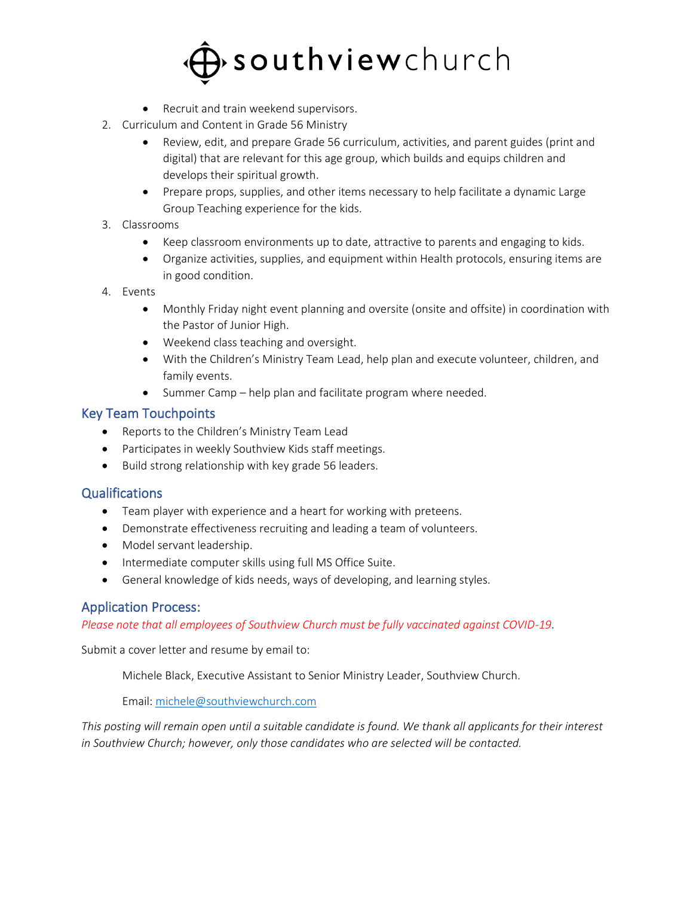- Recruit and train weekend supervisors.

2. Curriculum and Content in Grade 56 Ministry
    - Review, edit, and prepare Grade 56 curriculum, activities, and parent guides (print and digital) that are relevant for this age group, which builds and equips children and develops their spiritual growth.
    - Prepare props, supplies, and other items necessary to help facilitate a dynamic Large Group Teaching experience for the kids.
3. Classrooms
    - Keep classroom environments up to date, attractive to parents and engaging to kids.
    - Organize activities, supplies, and equipment within Health protocols, ensuring items are in good condition.
4. Events
    - Monthly Friday night event planning and oversite (onsite and offsite) in coordination with the Pastor of Junior High.
    - Weekend class teaching and oversight.
    - With the Children's Ministry Team Lead, help plan and execute volunteer, children, and family events.
    - Summer Camp – help plan and facilitate program where needed.

## Key Team Touchpoints

- Reports to the Children's Ministry Team Lead
- Participates in weekly Southview Kids staff meetings.
- Build strong relationship with key grade 56 leaders.

## Qualifications

- Team player with experience and a heart for working with preteens.
- Demonstrate effectiveness recruiting and leading a team of volunteers.
- Model servant leadership.
- Intermediate computer skills using full MS Office Suite.
- General knowledge of kids needs, ways of developing, and learning styles.

## Application Process:

*Please note that all employees of Southview Church must be fully vaccinated against COVID-19.*

Submit a cover letter and resume by email to:

Michele Black, Executive Assistant to Senior Ministry Leader, Southview Church.

Email: michele@southviewchurch.com

*This posting will remain open until a suitable candidate is found. We thank all applicants for their interest in Southview Church; however, only those candidates who are selected will be contacted.*